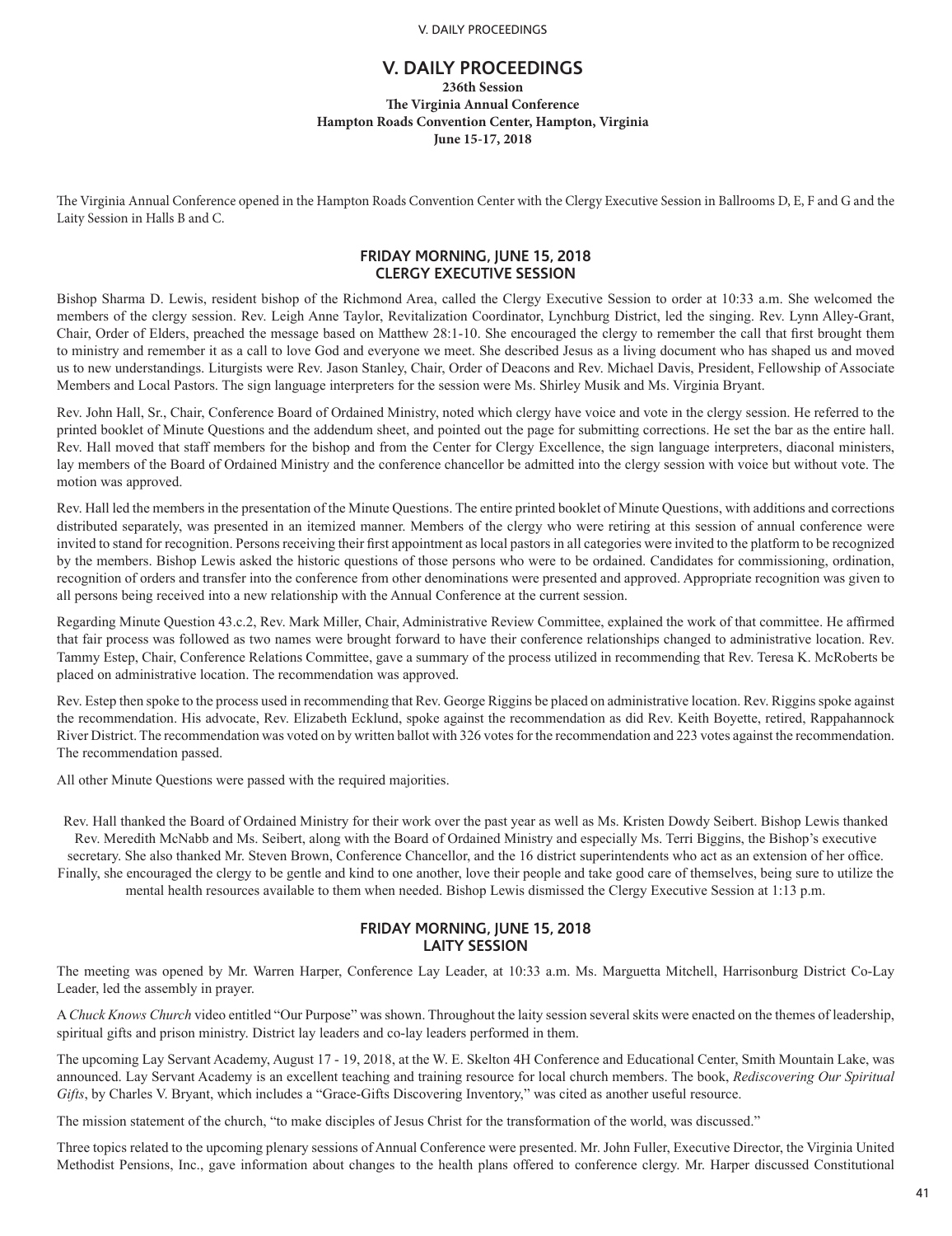# V. DAILY PROCEEDINGS

**236th Session**
**The Virginia Annual Conference**
**Hampton Roads Convention Center, Hampton, Virginia**
**June 15-17, 2018**

The Virginia Annual Conference opened in the Hampton Roads Convention Center with the Clergy Executive Session in Ballrooms D, E, F and G and the Laity Session in Halls B and C.

## FRIDAY MORNING, JUNE 15, 2018
## CLERGY EXECUTIVE SESSION

Bishop Sharma D. Lewis, resident bishop of the Richmond Area, called the Clergy Executive Session to order at 10:33 a.m. She welcomed the members of the clergy session. Rev. Leigh Anne Taylor, Revitalization Coordinator, Lynchburg District, led the singing. Rev. Lynn Alley-Grant, Chair, Order of Elders, preached the message based on Matthew 28:1-10. She encouraged the clergy to remember the call that first brought them to ministry and remember it as a call to love God and everyone we meet. She described Jesus as a living document who has shaped us and moved us to new understandings. Liturgists were Rev. Jason Stanley, Chair, Order of Deacons and Rev. Michael Davis, President, Fellowship of Associate Members and Local Pastors. The sign language interpreters for the session were Ms. Shirley Musik and Ms. Virginia Bryant.

Rev. John Hall, Sr., Chair, Conference Board of Ordained Ministry, noted which clergy have voice and vote in the clergy session. He referred to the printed booklet of Minute Questions and the addendum sheet, and pointed out the page for submitting corrections. He set the bar as the entire hall. Rev. Hall moved that staff members for the bishop and from the Center for Clergy Excellence, the sign language interpreters, diaconal ministers, lay members of the Board of Ordained Ministry and the conference chancellor be admitted into the clergy session with voice but without vote. The motion was approved.

Rev. Hall led the members in the presentation of the Minute Questions. The entire printed booklet of Minute Questions, with additions and corrections distributed separately, was presented in an itemized manner. Members of the clergy who were retiring at this session of annual conference were invited to stand for recognition. Persons receiving their first appointment as local pastors in all categories were invited to the platform to be recognized by the members. Bishop Lewis asked the historic questions of those persons who were to be ordained. Candidates for commissioning, ordination, recognition of orders and transfer into the conference from other denominations were presented and approved. Appropriate recognition was given to all persons being received into a new relationship with the Annual Conference at the current session.

Regarding Minute Question 43.c.2, Rev. Mark Miller, Chair, Administrative Review Committee, explained the work of that committee. He affirmed that fair process was followed as two names were brought forward to have their conference relationships changed to administrative location. Rev. Tammy Estep, Chair, Conference Relations Committee, gave a summary of the process utilized in recommending that Rev. Teresa K. McRoberts be placed on administrative location. The recommendation was approved.

Rev. Estep then spoke to the process used in recommending that Rev. George Riggins be placed on administrative location. Rev. Riggins spoke against the recommendation. His advocate, Rev. Elizabeth Ecklund, spoke against the recommendation as did Rev. Keith Boyette, retired, Rappahannock River District. The recommendation was voted on by written ballot with 326 votes for the recommendation and 223 votes against the recommendation. The recommendation passed.

All other Minute Questions were passed with the required majorities.

Rev. Hall thanked the Board of Ordained Ministry for their work over the past year as well as Ms. Kristen Dowdy Seibert. Bishop Lewis thanked Rev. Meredith McNabb and Ms. Seibert, along with the Board of Ordained Ministry and especially Ms. Terri Biggins, the Bishop's executive secretary. She also thanked Mr. Steven Brown, Conference Chancellor, and the 16 district superintendents who act as an extension of her office. Finally, she encouraged the clergy to be gentle and kind to one another, love their people and take good care of themselves, being sure to utilize the mental health resources available to them when needed. Bishop Lewis dismissed the Clergy Executive Session at 1:13 p.m.

## FRIDAY MORNING, JUNE 15, 2018
## LAITY SESSION

The meeting was opened by Mr. Warren Harper, Conference Lay Leader, at 10:33 a.m. Ms. Marguetta Mitchell, Harrisonburg District Co-Lay Leader, led the assembly in prayer.

A *Chuck Knows Church* video entitled "Our Purpose" was shown. Throughout the laity session several skits were enacted on the themes of leadership, spiritual gifts and prison ministry. District lay leaders and co-lay leaders performed in them.

The upcoming Lay Servant Academy, August 17 - 19, 2018, at the W. E. Skelton 4H Conference and Educational Center, Smith Mountain Lake, was announced. Lay Servant Academy is an excellent teaching and training resource for local church members. The book, *Rediscovering Our Spiritual Gifts*, by Charles V. Bryant, which includes a "Grace-Gifts Discovering Inventory," was cited as another useful resource.

The mission statement of the church, "to make disciples of Jesus Christ for the transformation of the world, was discussed."

Three topics related to the upcoming plenary sessions of Annual Conference were presented. Mr. John Fuller, Executive Director, the Virginia United Methodist Pensions, Inc., gave information about changes to the health plans offered to conference clergy. Mr. Harper discussed Constitutional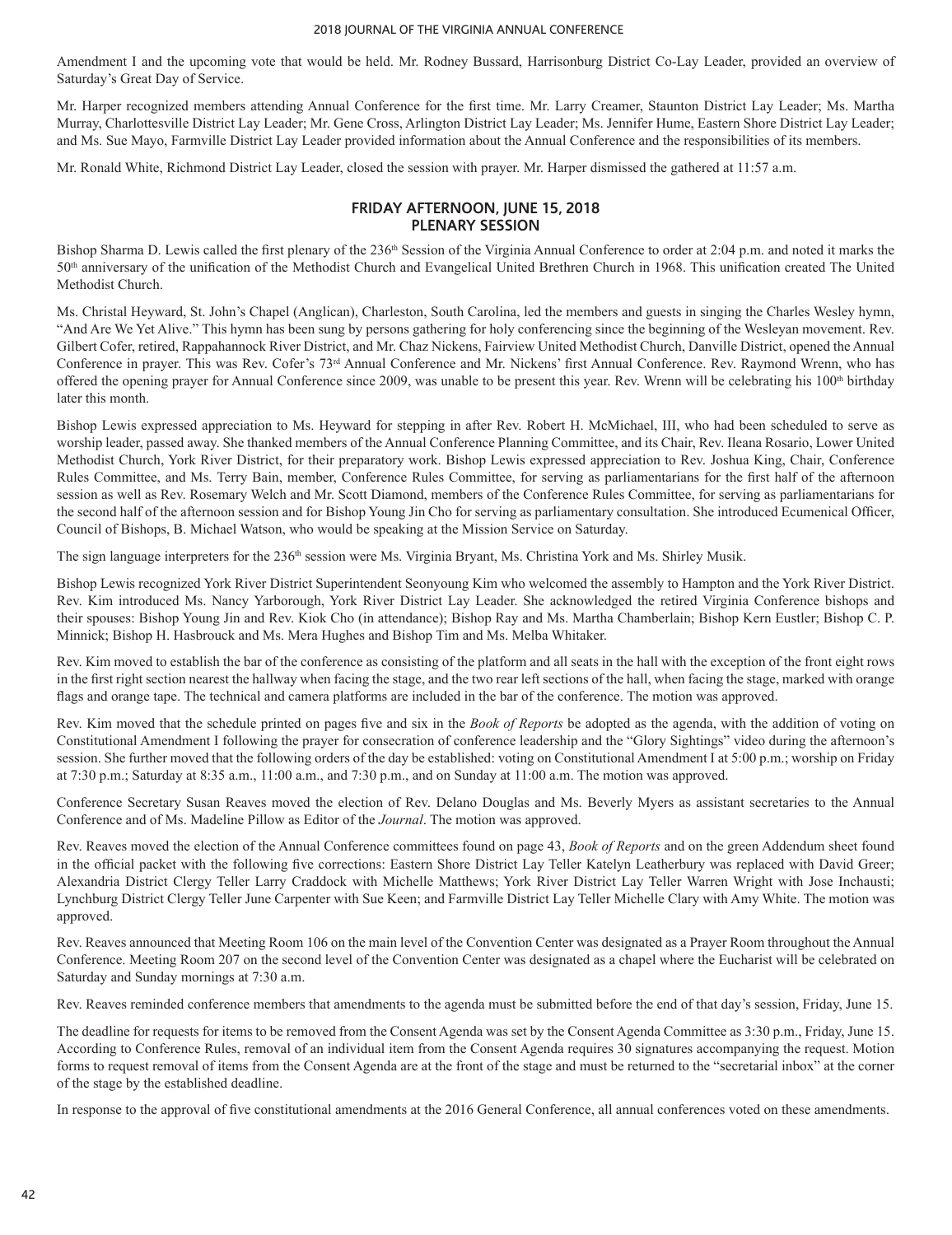Amendment I and the upcoming vote that would be held. Mr. Rodney Bussard, Harrisonburg District Co-Lay Leader, provided an overview of Saturday's Great Day of Service.

Mr. Harper recognized members attending Annual Conference for the first time. Mr. Larry Creamer, Staunton District Lay Leader; Ms. Martha Murray, Charlottesville District Lay Leader; Mr. Gene Cross, Arlington District Lay Leader; Ms. Jennifer Hume, Eastern Shore District Lay Leader; and Ms. Sue Mayo, Farmville District Lay Leader provided information about the Annual Conference and the responsibilities of its members.

Mr. Ronald White, Richmond District Lay Leader, closed the session with prayer. Mr. Harper dismissed the gathered at 11:57 a.m.

## FRIDAY AFTERNOON, JUNE 15, 2018
## PLENARY SESSION

Bishop Sharma D. Lewis called the first plenary of the 236th Session of the Virginia Annual Conference to order at 2:04 p.m. and noted it marks the 50th anniversary of the unification of the Methodist Church and Evangelical United Brethren Church in 1968. This unification created The United Methodist Church.

Ms. Christal Heyward, St. John's Chapel (Anglican), Charleston, South Carolina, led the members and guests in singing the Charles Wesley hymn, "And Are We Yet Alive." This hymn has been sung by persons gathering for holy conferencing since the beginning of the Wesleyan movement. Rev. Gilbert Cofer, retired, Rappahannock River District, and Mr. Chaz Nickens, Fairview United Methodist Church, Danville District, opened the Annual Conference in prayer. This was Rev. Cofer's 73rd Annual Conference and Mr. Nickens' first Annual Conference. Rev. Raymond Wrenn, who has offered the opening prayer for Annual Conference since 2009, was unable to be present this year. Rev. Wrenn will be celebrating his 100th birthday later this month.

Bishop Lewis expressed appreciation to Ms. Heyward for stepping in after Rev. Robert H. McMichael, III, who had been scheduled to serve as worship leader, passed away. She thanked members of the Annual Conference Planning Committee, and its Chair, Rev. Ileana Rosario, Lower United Methodist Church, York River District, for their preparatory work. Bishop Lewis expressed appreciation to Rev. Joshua King, Chair, Conference Rules Committee, and Ms. Terry Bain, member, Conference Rules Committee, for serving as parliamentarians for the first half of the afternoon session as well as Rev. Rosemary Welch and Mr. Scott Diamond, members of the Conference Rules Committee, for serving as parliamentarians for the second half of the afternoon session and for Bishop Young Jin Cho for serving as parliamentary consultation. She introduced Ecumenical Officer, Council of Bishops, B. Michael Watson, who would be speaking at the Mission Service on Saturday.

The sign language interpreters for the 236th session were Ms. Virginia Bryant, Ms. Christina York and Ms. Shirley Musik.

Bishop Lewis recognized York River District Superintendent Seonyoung Kim who welcomed the assembly to Hampton and the York River District. Rev. Kim introduced Ms. Nancy Yarborough, York River District Lay Leader. She acknowledged the retired Virginia Conference bishops and their spouses: Bishop Young Jin and Rev. Kiok Cho (in attendance); Bishop Ray and Ms. Martha Chamberlain; Bishop Kern Eustler; Bishop C. P. Minnick; Bishop H. Hasbrouck and Ms. Mera Hughes and Bishop Tim and Ms. Melba Whitaker.

Rev. Kim moved to establish the bar of the conference as consisting of the platform and all seats in the hall with the exception of the front eight rows in the first right section nearest the hallway when facing the stage, and the two rear left sections of the hall, when facing the stage, marked with orange flags and orange tape. The technical and camera platforms are included in the bar of the conference. The motion was approved.

Rev. Kim moved that the schedule printed on pages five and six in the *Book of Reports* be adopted as the agenda, with the addition of voting on Constitutional Amendment I following the prayer for consecration of conference leadership and the "Glory Sightings" video during the afternoon's session. She further moved that the following orders of the day be established: voting on Constitutional Amendment I at 5:00 p.m.; worship on Friday at 7:30 p.m.; Saturday at 8:35 a.m., 11:00 a.m., and 7:30 p.m., and on Sunday at 11:00 a.m. The motion was approved.

Conference Secretary Susan Reaves moved the election of Rev. Delano Douglas and Ms. Beverly Myers as assistant secretaries to the Annual Conference and of Ms. Madeline Pillow as Editor of the *Journal*. The motion was approved.

Rev. Reaves moved the election of the Annual Conference committees found on page 43, *Book of Reports* and on the green Addendum sheet found in the official packet with the following five corrections: Eastern Shore District Lay Teller Katelyn Leatherbury was replaced with David Greer; Alexandria District Clergy Teller Larry Craddock with Michelle Matthews; York River District Lay Teller Warren Wright with Jose Inchausti; Lynchburg District Clergy Teller June Carpenter with Sue Keen; and Farmville District Lay Teller Michelle Clary with Amy White. The motion was approved.

Rev. Reaves announced that Meeting Room 106 on the main level of the Convention Center was designated as a Prayer Room throughout the Annual Conference. Meeting Room 207 on the second level of the Convention Center was designated as a chapel where the Eucharist will be celebrated on Saturday and Sunday mornings at 7:30 a.m.

Rev. Reaves reminded conference members that amendments to the agenda must be submitted before the end of that day's session, Friday, June 15.

The deadline for requests for items to be removed from the Consent Agenda was set by the Consent Agenda Committee as 3:30 p.m., Friday, June 15. According to Conference Rules, removal of an individual item from the Consent Agenda requires 30 signatures accompanying the request. Motion forms to request removal of items from the Consent Agenda are at the front of the stage and must be returned to the "secretarial inbox" at the corner of the stage by the established deadline.

In response to the approval of five constitutional amendments at the 2016 General Conference, all annual conferences voted on these amendments.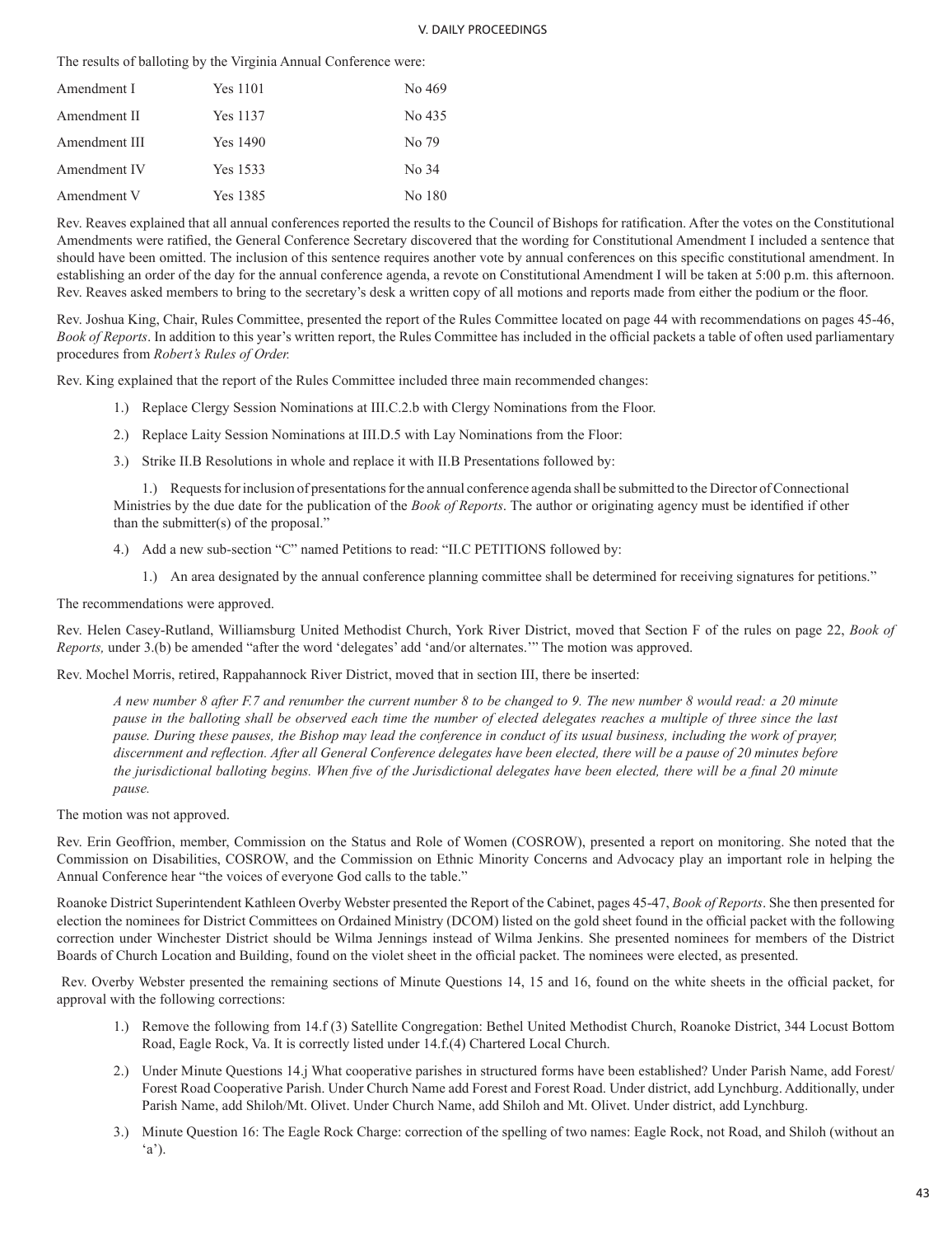The results of balloting by the Virginia Annual Conference were:

| Amendment | Yes | No |
|---|---|---|
| Amendment I | Yes 1101 | No 469 |
| Amendment II | Yes 1137 | No 435 |
| Amendment III | Yes 1490 | No 79 |
| Amendment IV | Yes 1533 | No 34 |
| Amendment V | Yes 1385 | No 180 |

Rev. Reaves explained that all annual conferences reported the results to the Council of Bishops for ratification. After the votes on the Constitutional Amendments were ratified, the General Conference Secretary discovered that the wording for Constitutional Amendment I included a sentence that should have been omitted. The inclusion of this sentence requires another vote by annual conferences on this specific constitutional amendment. In establishing an order of the day for the annual conference agenda, a revote on Constitutional Amendment I will be taken at 5:00 p.m. this afternoon. Rev. Reaves asked members to bring to the secretary's desk a written copy of all motions and reports made from either the podium or the floor.

Rev. Joshua King, Chair, Rules Committee, presented the report of the Rules Committee located on page 44 with recommendations on pages 45-46, *Book of Reports*. In addition to this year's written report, the Rules Committee has included in the official packets a table of often used parliamentary procedures from *Robert's Rules of Order.*

Rev. King explained that the report of the Rules Committee included three main recommended changes:

1.) Replace Clergy Session Nominations at III.C.2.b with Clergy Nominations from the Floor.

2.) Replace Laity Session Nominations at III.D.5 with Lay Nominations from the Floor:

3.) Strike II.B Resolutions in whole and replace it with II.B Presentations followed by:

    1.) Requests for inclusion of presentations for the annual conference agenda shall be submitted to the Director of Connectional Ministries by the due date for the publication of the *Book of Reports*. The author or originating agency must be identified if other than the submitter(s) of the proposal."

4.) Add a new sub-section "C" named Petitions to read: "II.C PETITIONS followed by:

    1.) An area designated by the annual conference planning committee shall be determined for receiving signatures for petitions."

The recommendations were approved.

Rev. Helen Casey-Rutland, Williamsburg United Methodist Church, York River District, moved that Section F of the rules on page 22, *Book of Reports,* under 3.(b) be amended "after the word 'delegates' add 'and/or alternates.'" The motion was approved.

Rev. Mochel Morris, retired, Rappahannock River District, moved that in section III, there be inserted:

> *A new number 8 after F.7 and renumber the current number 8 to be changed to 9. The new number 8 would read: a 20 minute pause in the balloting shall be observed each time the number of elected delegates reaches a multiple of three since the last pause. During these pauses, the Bishop may lead the conference in conduct of its usual business, including the work of prayer, discernment and reflection. After all General Conference delegates have been elected, there will be a pause of 20 minutes before the jurisdictional balloting begins. When five of the Jurisdictional delegates have been elected, there will be a final 20 minute pause.*

The motion was not approved.

Rev. Erin Geoffrion, member, Commission on the Status and Role of Women (COSROW), presented a report on monitoring. She noted that the Commission on Disabilities, COSROW, and the Commission on Ethnic Minority Concerns and Advocacy play an important role in helping the Annual Conference hear "the voices of everyone God calls to the table."

Roanoke District Superintendent Kathleen Overby Webster presented the Report of the Cabinet, pages 45-47, *Book of Reports*. She then presented for election the nominees for District Committees on Ordained Ministry (DCOM) listed on the gold sheet found in the official packet with the following correction under Winchester District should be Wilma Jennings instead of Wilma Jenkins. She presented nominees for members of the District Boards of Church Location and Building, found on the violet sheet in the official packet. The nominees were elected, as presented.

Rev. Overby Webster presented the remaining sections of Minute Questions 14, 15 and 16, found on the white sheets in the official packet, for approval with the following corrections:

1.) Remove the following from 14.f (3) Satellite Congregation: Bethel United Methodist Church, Roanoke District, 344 Locust Bottom Road, Eagle Rock, Va. It is correctly listed under 14.f.(4) Chartered Local Church.

2.) Under Minute Questions 14.j What cooperative parishes in structured forms have been established? Under Parish Name, add Forest/ Forest Road Cooperative Parish. Under Church Name add Forest and Forest Road. Under district, add Lynchburg. Additionally, under Parish Name, add Shiloh/Mt. Olivet. Under Church Name, add Shiloh and Mt. Olivet. Under district, add Lynchburg.

3.) Minute Question 16: The Eagle Rock Charge: correction of the spelling of two names: Eagle Rock, not Road, and Shiloh (without an 'a').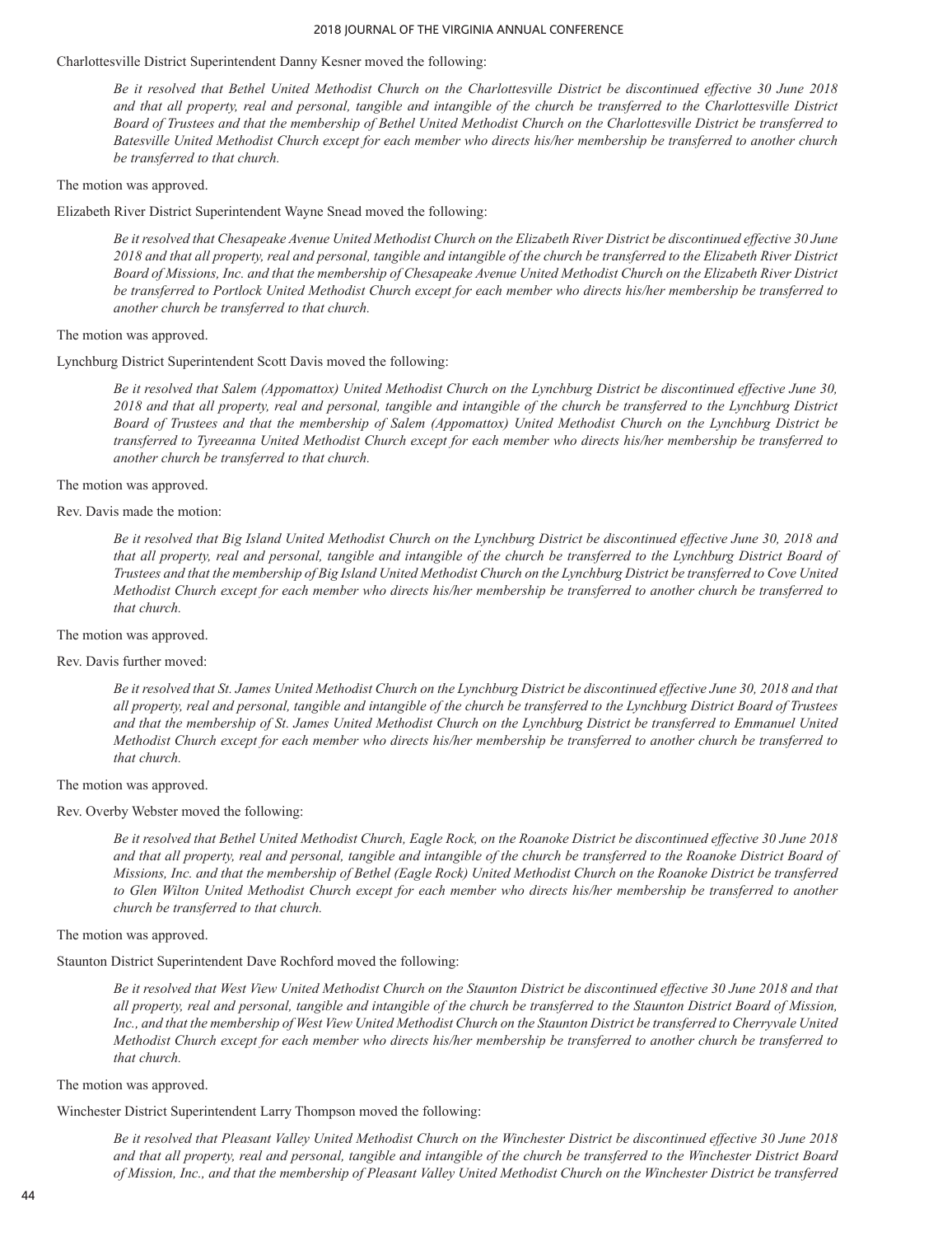Charlottesville District Superintendent Danny Kesner moved the following:

> *Be it resolved that Bethel United Methodist Church on the Charlottesville District be discontinued effective 30 June 2018 and that all property, real and personal, tangible and intangible of the church be transferred to the Charlottesville District Board of Trustees and that the membership of Bethel United Methodist Church on the Charlottesville District be transferred to Batesville United Methodist Church except for each member who directs his/her membership be transferred to another church be transferred to that church.*

The motion was approved.

Elizabeth River District Superintendent Wayne Snead moved the following:

> *Be it resolved that Chesapeake Avenue United Methodist Church on the Elizabeth River District be discontinued effective 30 June 2018 and that all property, real and personal, tangible and intangible of the church be transferred to the Elizabeth River District Board of Missions, Inc. and that the membership of Chesapeake Avenue United Methodist Church on the Elizabeth River District be transferred to Portlock United Methodist Church except for each member who directs his/her membership be transferred to another church be transferred to that church.*

The motion was approved.

Lynchburg District Superintendent Scott Davis moved the following:

> *Be it resolved that Salem (Appomattox) United Methodist Church on the Lynchburg District be discontinued effective June 30, 2018 and that all property, real and personal, tangible and intangible of the church be transferred to the Lynchburg District Board of Trustees and that the membership of Salem (Appomattox) United Methodist Church on the Lynchburg District be transferred to Tyreeanna United Methodist Church except for each member who directs his/her membership be transferred to another church be transferred to that church.*

The motion was approved.

Rev. Davis made the motion:

> *Be it resolved that Big Island United Methodist Church on the Lynchburg District be discontinued effective June 30, 2018 and that all property, real and personal, tangible and intangible of the church be transferred to the Lynchburg District Board of Trustees and that the membership of Big Island United Methodist Church on the Lynchburg District be transferred to Cove United Methodist Church except for each member who directs his/her membership be transferred to another church be transferred to that church.*

The motion was approved.

Rev. Davis further moved:

> *Be it resolved that St. James United Methodist Church on the Lynchburg District be discontinued effective June 30, 2018 and that all property, real and personal, tangible and intangible of the church be transferred to the Lynchburg District Board of Trustees and that the membership of St. James United Methodist Church on the Lynchburg District be transferred to Emmanuel United Methodist Church except for each member who directs his/her membership be transferred to another church be transferred to that church.*

The motion was approved.

Rev. Overby Webster moved the following:

> *Be it resolved that Bethel United Methodist Church, Eagle Rock, on the Roanoke District be discontinued effective 30 June 2018 and that all property, real and personal, tangible and intangible of the church be transferred to the Roanoke District Board of Missions, Inc. and that the membership of Bethel (Eagle Rock) United Methodist Church on the Roanoke District be transferred to Glen Wilton United Methodist Church except for each member who directs his/her membership be transferred to another church be transferred to that church.*

The motion was approved.

Staunton District Superintendent Dave Rochford moved the following:

> *Be it resolved that West View United Methodist Church on the Staunton District be discontinued effective 30 June 2018 and that all property, real and personal, tangible and intangible of the church be transferred to the Staunton District Board of Mission, Inc., and that the membership of West View United Methodist Church on the Staunton District be transferred to Cherryvale United Methodist Church except for each member who directs his/her membership be transferred to another church be transferred to that church.*

The motion was approved.

Winchester District Superintendent Larry Thompson moved the following:

> *Be it resolved that Pleasant Valley United Methodist Church on the Winchester District be discontinued effective 30 June 2018 and that all property, real and personal, tangible and intangible of the church be transferred to the Winchester District Board of Mission, Inc., and that the membership of Pleasant Valley United Methodist Church on the Winchester District be transferred*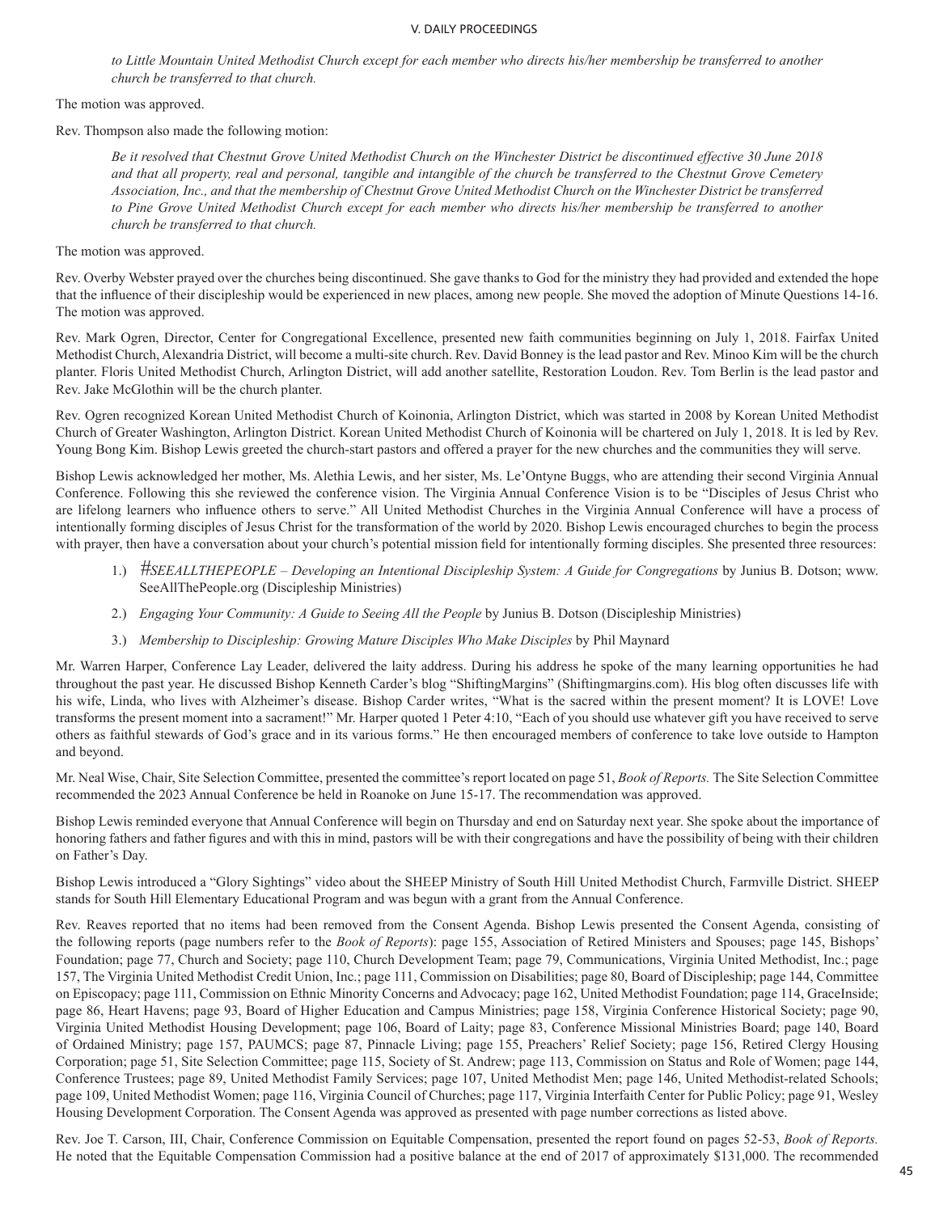*to Little Mountain United Methodist Church except for each member who directs his/her membership be transferred to another church be transferred to that church.*

The motion was approved.

Rev. Thompson also made the following motion:

> *Be it resolved that Chestnut Grove United Methodist Church on the Winchester District be discontinued effective 30 June 2018 and that all property, real and personal, tangible and intangible of the church be transferred to the Chestnut Grove Cemetery Association, Inc., and that the membership of Chestnut Grove United Methodist Church on the Winchester District be transferred to Pine Grove United Methodist Church except for each member who directs his/her membership be transferred to another church be transferred to that church.*

The motion was approved.

Rev. Overby Webster prayed over the churches being discontinued. She gave thanks to God for the ministry they had provided and extended the hope that the influence of their discipleship would be experienced in new places, among new people. She moved the adoption of Minute Questions 14-16. The motion was approved.

Rev. Mark Ogren, Director, Center for Congregational Excellence, presented new faith communities beginning on July 1, 2018. Fairfax United Methodist Church, Alexandria District, will become a multi-site church. Rev. David Bonney is the lead pastor and Rev. Minoo Kim will be the church planter. Floris United Methodist Church, Arlington District, will add another satellite, Restoration Loudon. Rev. Tom Berlin is the lead pastor and Rev. Jake McGlothin will be the church planter.

Rev. Ogren recognized Korean United Methodist Church of Koinonia, Arlington District, which was started in 2008 by Korean United Methodist Church of Greater Washington, Arlington District. Korean United Methodist Church of Koinonia will be chartered on July 1, 2018. It is led by Rev. Young Bong Kim. Bishop Lewis greeted the church-start pastors and offered a prayer for the new churches and the communities they will serve.

Bishop Lewis acknowledged her mother, Ms. Alethia Lewis, and her sister, Ms. Le'Ontyne Buggs, who are attending their second Virginia Annual Conference. Following this she reviewed the conference vision. The Virginia Annual Conference Vision is to be "Disciples of Jesus Christ who are lifelong learners who influence others to serve." All United Methodist Churches in the Virginia Annual Conference will have a process of intentionally forming disciples of Jesus Christ for the transformation of the world by 2020. Bishop Lewis encouraged churches to begin the process with prayer, then have a conversation about your church's potential mission field for intentionally forming disciples. She presented three resources:

1.) *#SEEALLTHEPEOPLE – Developing an Intentional Discipleship System: A Guide for Congregations* by Junius B. Dotson; www.SeeAllThePeople.org (Discipleship Ministries)

2.) *Engaging Your Community: A Guide to Seeing All the People* by Junius B. Dotson (Discipleship Ministries)

3.) *Membership to Discipleship: Growing Mature Disciples Who Make Disciples* by Phil Maynard

Mr. Warren Harper, Conference Lay Leader, delivered the laity address. During his address he spoke of the many learning opportunities he had throughout the past year. He discussed Bishop Kenneth Carder's blog "ShiftingMargins" (Shiftingmargins.com). His blog often discusses life with his wife, Linda, who lives with Alzheimer's disease. Bishop Carder writes, "What is the sacred within the present moment? It is LOVE! Love transforms the present moment into a sacrament!" Mr. Harper quoted 1 Peter 4:10, "Each of you should use whatever gift you have received to serve others as faithful stewards of God's grace and in its various forms." He then encouraged members of conference to take love outside to Hampton and beyond.

Mr. Neal Wise, Chair, Site Selection Committee, presented the committee's report located on page 51, *Book of Reports.* The Site Selection Committee recommended the 2023 Annual Conference be held in Roanoke on June 15-17. The recommendation was approved.

Bishop Lewis reminded everyone that Annual Conference will begin on Thursday and end on Saturday next year. She spoke about the importance of honoring fathers and father figures and with this in mind, pastors will be with their congregations and have the possibility of being with their children on Father's Day.

Bishop Lewis introduced a "Glory Sightings" video about the SHEEP Ministry of South Hill United Methodist Church, Farmville District. SHEEP stands for South Hill Elementary Educational Program and was begun with a grant from the Annual Conference.

Rev. Reaves reported that no items had been removed from the Consent Agenda. Bishop Lewis presented the Consent Agenda, consisting of the following reports (page numbers refer to the *Book of Reports*): page 155, Association of Retired Ministers and Spouses; page 145, Bishops' Foundation; page 77, Church and Society; page 110, Church Development Team; page 79, Communications, Virginia United Methodist, Inc.; page 157, The Virginia United Methodist Credit Union, Inc.; page 111, Commission on Disabilities; page 80, Board of Discipleship; page 144, Committee on Episcopacy; page 111, Commission on Ethnic Minority Concerns and Advocacy; page 162, United Methodist Foundation; page 114, GraceInside; page 86, Heart Havens; page 93, Board of Higher Education and Campus Ministries; page 158, Virginia Conference Historical Society; page 90, Virginia United Methodist Housing Development; page 106, Board of Laity; page 83, Conference Missional Ministries Board; page 140, Board of Ordained Ministry; page 157, PAUMCS; page 87, Pinnacle Living; page 155, Preachers' Relief Society; page 156, Retired Clergy Housing Corporation; page 51, Site Selection Committee; page 115, Society of St. Andrew; page 113, Commission on Status and Role of Women; page 144, Conference Trustees; page 89, United Methodist Family Services; page 107, United Methodist Men; page 146, United Methodist-related Schools; page 109, United Methodist Women; page 116, Virginia Council of Churches; page 117, Virginia Interfaith Center for Public Policy; page 91, Wesley Housing Development Corporation. The Consent Agenda was approved as presented with page number corrections as listed above.

Rev. Joe T. Carson, III, Chair, Conference Commission on Equitable Compensation, presented the report found on pages 52-53, *Book of Reports.* He noted that the Equitable Compensation Commission had a positive balance at the end of 2017 of approximately $131,000. The recommended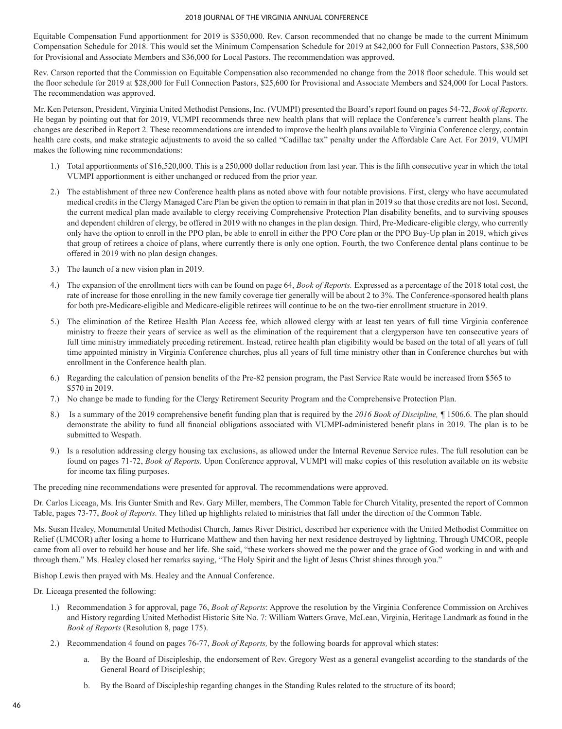Equitable Compensation Fund apportionment for 2019 is $350,000. Rev. Carson recommended that no change be made to the current Minimum Compensation Schedule for 2018. This would set the Minimum Compensation Schedule for 2019 at $42,000 for Full Connection Pastors, $38,500 for Provisional and Associate Members and $36,000 for Local Pastors. The recommendation was approved.

Rev. Carson reported that the Commission on Equitable Compensation also recommended no change from the 2018 floor schedule. This would set the floor schedule for 2019 at $28,000 for Full Connection Pastors, $25,600 for Provisional and Associate Members and $24,000 for Local Pastors. The recommendation was approved.

Mr. Ken Peterson, President, Virginia United Methodist Pensions, Inc. (VUMPI) presented the Board's report found on pages 54-72, *Book of Reports.* He began by pointing out that for 2019, VUMPI recommends three new health plans that will replace the Conference's current health plans. The changes are described in Report 2. These recommendations are intended to improve the health plans available to Virginia Conference clergy, contain health care costs, and make strategic adjustments to avoid the so called "Cadillac tax" penalty under the Affordable Care Act. For 2019, VUMPI makes the following nine recommendations:

1.) Total apportionments of $16,520,000. This is a 250,000 dollar reduction from last year. This is the fifth consecutive year in which the total VUMPI apportionment is either unchanged or reduced from the prior year.

2.) The establishment of three new Conference health plans as noted above with four notable provisions. First, clergy who have accumulated medical credits in the Clergy Managed Care Plan be given the option to remain in that plan in 2019 so that those credits are not lost. Second, the current medical plan made available to clergy receiving Comprehensive Protection Plan disability benefits, and to surviving spouses and dependent children of clergy, be offered in 2019 with no changes in the plan design. Third, Pre-Medicare-eligible clergy, who currently only have the option to enroll in the PPO plan, be able to enroll in either the PPO Core plan or the PPO Buy-Up plan in 2019, which gives that group of retirees a choice of plans, where currently there is only one option. Fourth, the two Conference dental plans continue to be offered in 2019 with no plan design changes.

3.) The launch of a new vision plan in 2019.

4.) The expansion of the enrollment tiers with can be found on page 64, *Book of Reports.* Expressed as a percentage of the 2018 total cost, the rate of increase for those enrolling in the new family coverage tier generally will be about 2 to 3%. The Conference-sponsored health plans for both pre-Medicare-eligible and Medicare-eligible retirees will continue to be on the two-tier enrollment structure in 2019.

5.) The elimination of the Retiree Health Plan Access fee, which allowed clergy with at least ten years of full time Virginia conference ministry to freeze their years of service as well as the elimination of the requirement that a clergyperson have ten consecutive years of full time ministry immediately preceding retirement. Instead, retiree health plan eligibility would be based on the total of all years of full time appointed ministry in Virginia Conference churches, plus all years of full time ministry other than in Conference churches but with enrollment in the Conference health plan.

6.) Regarding the calculation of pension benefits of the Pre-82 pension program, the Past Service Rate would be increased from $565 to $570 in 2019.

7.) No change be made to funding for the Clergy Retirement Security Program and the Comprehensive Protection Plan.

8.) Is a summary of the 2019 comprehensive benefit funding plan that is required by the *2016 Book of Discipline,* ¶ 1506.6. The plan should demonstrate the ability to fund all financial obligations associated with VUMPI-administered benefit plans in 2019. The plan is to be submitted to Wespath.

9.) Is a resolution addressing clergy housing tax exclusions, as allowed under the Internal Revenue Service rules. The full resolution can be found on pages 71-72, *Book of Reports.* Upon Conference approval, VUMPI will make copies of this resolution available on its website for income tax filing purposes.

The preceding nine recommendations were presented for approval. The recommendations were approved.

Dr. Carlos Liceaga, Ms. Iris Gunter Smith and Rev. Gary Miller, members, The Common Table for Church Vitality, presented the report of Common Table, pages 73-77, *Book of Reports.* They lifted up highlights related to ministries that fall under the direction of the Common Table.

Ms. Susan Healey, Monumental United Methodist Church, James River District, described her experience with the United Methodist Committee on Relief (UMCOR) after losing a home to Hurricane Matthew and then having her next residence destroyed by lightning. Through UMCOR, people came from all over to rebuild her house and her life. She said, "these workers showed me the power and the grace of God working in and with and through them." Ms. Healey closed her remarks saying, "The Holy Spirit and the light of Jesus Christ shines through you."

Bishop Lewis then prayed with Ms. Healey and the Annual Conference.

Dr. Liceaga presented the following:

1.) Recommendation 3 for approval, page 76, *Book of Reports*: Approve the resolution by the Virginia Conference Commission on Archives and History regarding United Methodist Historic Site No. 7: William Watters Grave, McLean, Virginia, Heritage Landmark as found in the *Book of Reports* (Resolution 8, page 175).

2.) Recommendation 4 found on pages 76-77, *Book of Reports,* by the following boards for approval which states:

    a. By the Board of Discipleship, the endorsement of Rev. Gregory West as a general evangelist according to the standards of the General Board of Discipleship;

    b. By the Board of Discipleship regarding changes in the Standing Rules related to the structure of its board;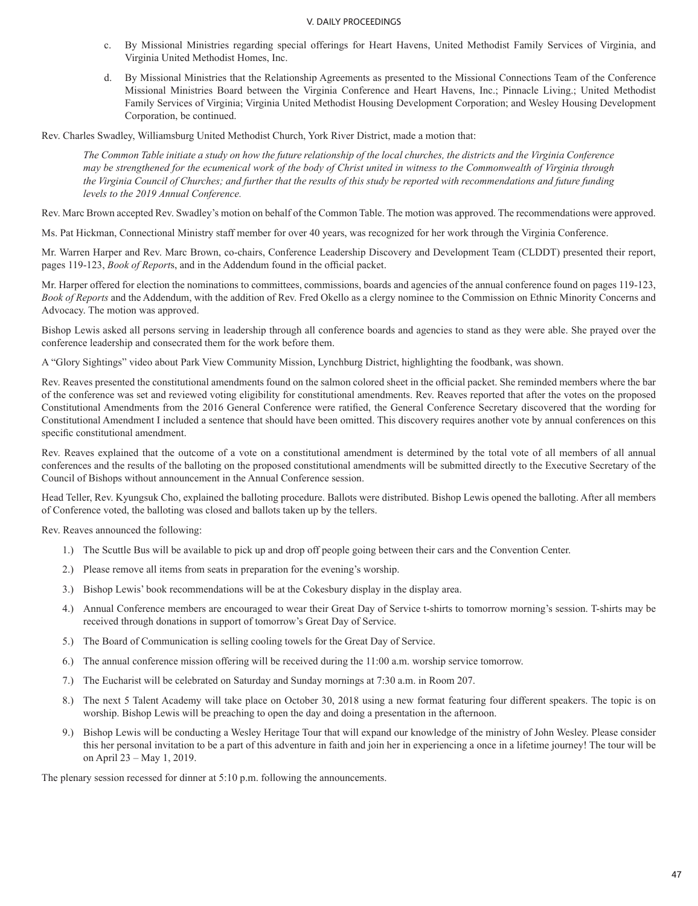c. By Missional Ministries regarding special offerings for Heart Havens, United Methodist Family Services of Virginia, and Virginia United Methodist Homes, Inc.

d. By Missional Ministries that the Relationship Agreements as presented to the Missional Connections Team of the Conference Missional Ministries Board between the Virginia Conference and Heart Havens, Inc.; Pinnacle Living.; United Methodist Family Services of Virginia; Virginia United Methodist Housing Development Corporation; and Wesley Housing Development Corporation, be continued.

Rev. Charles Swadley, Williamsburg United Methodist Church, York River District, made a motion that:

> *The Common Table initiate a study on how the future relationship of the local churches, the districts and the Virginia Conference may be strengthened for the ecumenical work of the body of Christ united in witness to the Commonwealth of Virginia through the Virginia Council of Churches; and further that the results of this study be reported with recommendations and future funding levels to the 2019 Annual Conference.*

Rev. Marc Brown accepted Rev. Swadley's motion on behalf of the Common Table. The motion was approved. The recommendations were approved.

Ms. Pat Hickman, Connectional Ministry staff member for over 40 years, was recognized for her work through the Virginia Conference.

Mr. Warren Harper and Rev. Marc Brown, co-chairs, Conference Leadership Discovery and Development Team (CLDDT) presented their report, pages 119-123, *Book of Reports*, and in the Addendum found in the official packet.

Mr. Harper offered for election the nominations to committees, commissions, boards and agencies of the annual conference found on pages 119-123, *Book of Reports* and the Addendum, with the addition of Rev. Fred Okello as a clergy nominee to the Commission on Ethnic Minority Concerns and Advocacy. The motion was approved.

Bishop Lewis asked all persons serving in leadership through all conference boards and agencies to stand as they were able. She prayed over the conference leadership and consecrated them for the work before them.

A "Glory Sightings" video about Park View Community Mission, Lynchburg District, highlighting the foodbank, was shown.

Rev. Reaves presented the constitutional amendments found on the salmon colored sheet in the official packet. She reminded members where the bar of the conference was set and reviewed voting eligibility for constitutional amendments. Rev. Reaves reported that after the votes on the proposed Constitutional Amendments from the 2016 General Conference were ratified, the General Conference Secretary discovered that the wording for Constitutional Amendment I included a sentence that should have been omitted. This discovery requires another vote by annual conferences on this specific constitutional amendment.

Rev. Reaves explained that the outcome of a vote on a constitutional amendment is determined by the total vote of all members of all annual conferences and the results of the balloting on the proposed constitutional amendments will be submitted directly to the Executive Secretary of the Council of Bishops without announcement in the Annual Conference session.

Head Teller, Rev. Kyungsuk Cho, explained the balloting procedure. Ballots were distributed. Bishop Lewis opened the balloting. After all members of Conference voted, the balloting was closed and ballots taken up by the tellers.

Rev. Reaves announced the following:

1.) The Scuttle Bus will be available to pick up and drop off people going between their cars and the Convention Center.

2.) Please remove all items from seats in preparation for the evening's worship.

3.) Bishop Lewis' book recommendations will be at the Cokesbury display in the display area.

4.) Annual Conference members are encouraged to wear their Great Day of Service t-shirts to tomorrow morning's session. T-shirts may be received through donations in support of tomorrow's Great Day of Service.

5.) The Board of Communication is selling cooling towels for the Great Day of Service.

6.) The annual conference mission offering will be received during the 11:00 a.m. worship service tomorrow.

7.) The Eucharist will be celebrated on Saturday and Sunday mornings at 7:30 a.m. in Room 207.

8.) The next 5 Talent Academy will take place on October 30, 2018 using a new format featuring four different speakers. The topic is on worship. Bishop Lewis will be preaching to open the day and doing a presentation in the afternoon.

9.) Bishop Lewis will be conducting a Wesley Heritage Tour that will expand our knowledge of the ministry of John Wesley. Please consider this her personal invitation to be a part of this adventure in faith and join her in experiencing a once in a lifetime journey! The tour will be on April 23 – May 1, 2019.

The plenary session recessed for dinner at 5:10 p.m. following the announcements.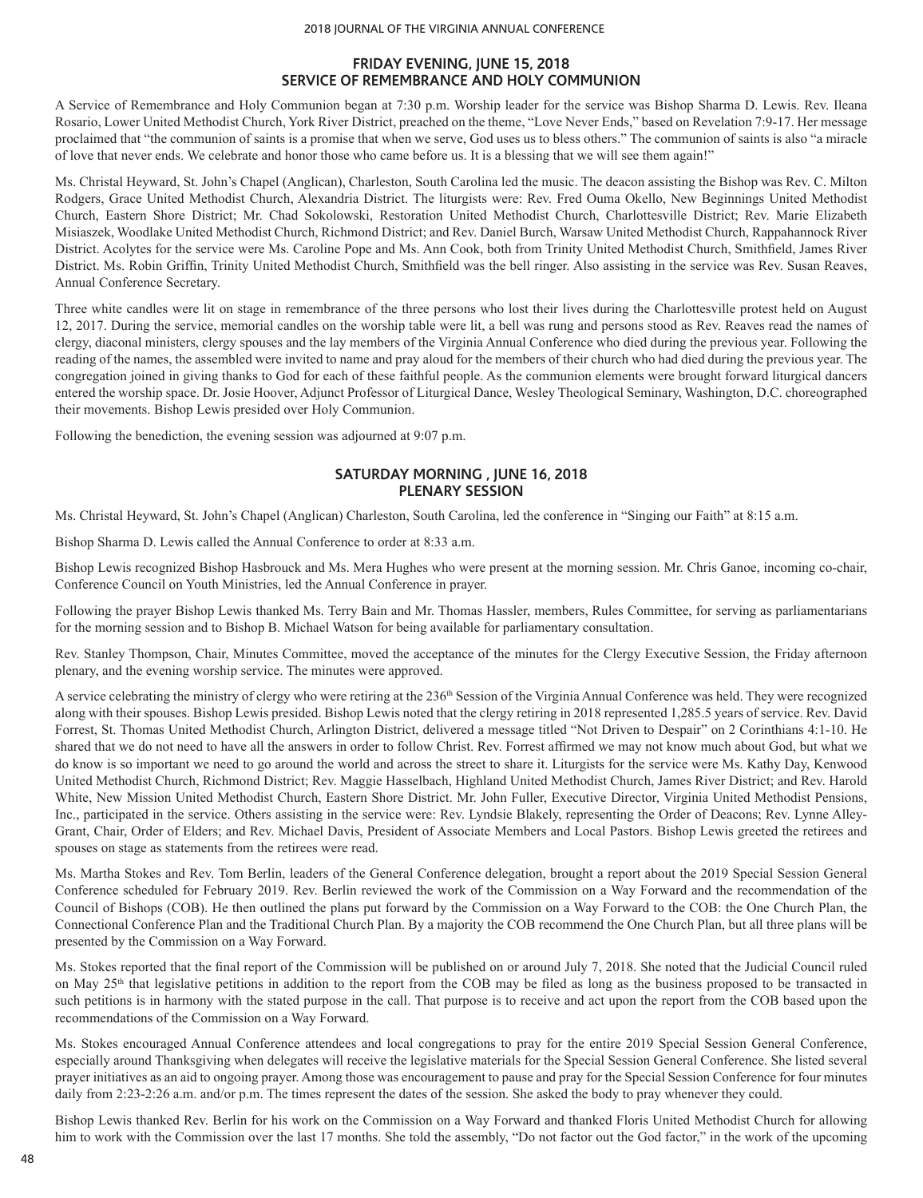## FRIDAY EVENING, JUNE 15, 2018
## SERVICE OF REMEMBRANCE AND HOLY COMMUNION

A Service of Remembrance and Holy Communion began at 7:30 p.m. Worship leader for the service was Bishop Sharma D. Lewis. Rev. Ileana Rosario, Lower United Methodist Church, York River District, preached on the theme, "Love Never Ends," based on Revelation 7:9-17. Her message proclaimed that "the communion of saints is a promise that when we serve, God uses us to bless others." The communion of saints is also "a miracle of love that never ends. We celebrate and honor those who came before us. It is a blessing that we will see them again!"

Ms. Christal Heyward, St. John's Chapel (Anglican), Charleston, South Carolina led the music. The deacon assisting the Bishop was Rev. C. Milton Rodgers, Grace United Methodist Church, Alexandria District. The liturgists were: Rev. Fred Ouma Okello, New Beginnings United Methodist Church, Eastern Shore District; Mr. Chad Sokolowski, Restoration United Methodist Church, Charlottesville District; Rev. Marie Elizabeth Misiaszek, Woodlake United Methodist Church, Richmond District; and Rev. Daniel Burch, Warsaw United Methodist Church, Rappahannock River District. Acolytes for the service were Ms. Caroline Pope and Ms. Ann Cook, both from Trinity United Methodist Church, Smithfield, James River District. Ms. Robin Griffin, Trinity United Methodist Church, Smithfield was the bell ringer. Also assisting in the service was Rev. Susan Reaves, Annual Conference Secretary.

Three white candles were lit on stage in remembrance of the three persons who lost their lives during the Charlottesville protest held on August 12, 2017. During the service, memorial candles on the worship table were lit, a bell was rung and persons stood as Rev. Reaves read the names of clergy, diaconal ministers, clergy spouses and the lay members of the Virginia Annual Conference who died during the previous year. Following the reading of the names, the assembled were invited to name and pray aloud for the members of their church who had died during the previous year. The congregation joined in giving thanks to God for each of these faithful people. As the communion elements were brought forward liturgical dancers entered the worship space. Dr. Josie Hoover, Adjunct Professor of Liturgical Dance, Wesley Theological Seminary, Washington, D.C. choreographed their movements. Bishop Lewis presided over Holy Communion.

Following the benediction, the evening session was adjourned at 9:07 p.m.

## SATURDAY MORNING , JUNE 16, 2018
## PLENARY SESSION

Ms. Christal Heyward, St. John's Chapel (Anglican) Charleston, South Carolina, led the conference in "Singing our Faith" at 8:15 a.m.

Bishop Sharma D. Lewis called the Annual Conference to order at 8:33 a.m.

Bishop Lewis recognized Bishop Hasbrouck and Ms. Mera Hughes who were present at the morning session. Mr. Chris Ganoe, incoming co-chair, Conference Council on Youth Ministries, led the Annual Conference in prayer.

Following the prayer Bishop Lewis thanked Ms. Terry Bain and Mr. Thomas Hassler, members, Rules Committee, for serving as parliamentarians for the morning session and to Bishop B. Michael Watson for being available for parliamentary consultation.

Rev. Stanley Thompson, Chair, Minutes Committee, moved the acceptance of the minutes for the Clergy Executive Session, the Friday afternoon plenary, and the evening worship service. The minutes were approved.

A service celebrating the ministry of clergy who were retiring at the 236th Session of the Virginia Annual Conference was held. They were recognized along with their spouses. Bishop Lewis presided. Bishop Lewis noted that the clergy retiring in 2018 represented 1,285.5 years of service. Rev. David Forrest, St. Thomas United Methodist Church, Arlington District, delivered a message titled "Not Driven to Despair" on 2 Corinthians 4:1-10. He shared that we do not need to have all the answers in order to follow Christ. Rev. Forrest affirmed we may not know much about God, but what we do know is so important we need to go around the world and across the street to share it. Liturgists for the service were Ms. Kathy Day, Kenwood United Methodist Church, Richmond District; Rev. Maggie Hasselbach, Highland United Methodist Church, James River District; and Rev. Harold White, New Mission United Methodist Church, Eastern Shore District. Mr. John Fuller, Executive Director, Virginia United Methodist Pensions, Inc., participated in the service. Others assisting in the service were: Rev. Lyndsie Blakely, representing the Order of Deacons; Rev. Lynne Alley-Grant, Chair, Order of Elders; and Rev. Michael Davis, President of Associate Members and Local Pastors. Bishop Lewis greeted the retirees and spouses on stage as statements from the retirees were read.

Ms. Martha Stokes and Rev. Tom Berlin, leaders of the General Conference delegation, brought a report about the 2019 Special Session General Conference scheduled for February 2019. Rev. Berlin reviewed the work of the Commission on a Way Forward and the recommendation of the Council of Bishops (COB). He then outlined the plans put forward by the Commission on a Way Forward to the COB: the One Church Plan, the Connectional Conference Plan and the Traditional Church Plan. By a majority the COB recommend the One Church Plan, but all three plans will be presented by the Commission on a Way Forward.

Ms. Stokes reported that the final report of the Commission will be published on or around July 7, 2018. She noted that the Judicial Council ruled on May 25th that legislative petitions in addition to the report from the COB may be filed as long as the business proposed to be transacted in such petitions is in harmony with the stated purpose in the call. That purpose is to receive and act upon the report from the COB based upon the recommendations of the Commission on a Way Forward.

Ms. Stokes encouraged Annual Conference attendees and local congregations to pray for the entire 2019 Special Session General Conference, especially around Thanksgiving when delegates will receive the legislative materials for the Special Session General Conference. She listed several prayer initiatives as an aid to ongoing prayer. Among those was encouragement to pause and pray for the Special Session Conference for four minutes daily from 2:23-2:26 a.m. and/or p.m. The times represent the dates of the session. She asked the body to pray whenever they could.

Bishop Lewis thanked Rev. Berlin for his work on the Commission on a Way Forward and thanked Floris United Methodist Church for allowing him to work with the Commission over the last 17 months. She told the assembly, "Do not factor out the God factor," in the work of the upcoming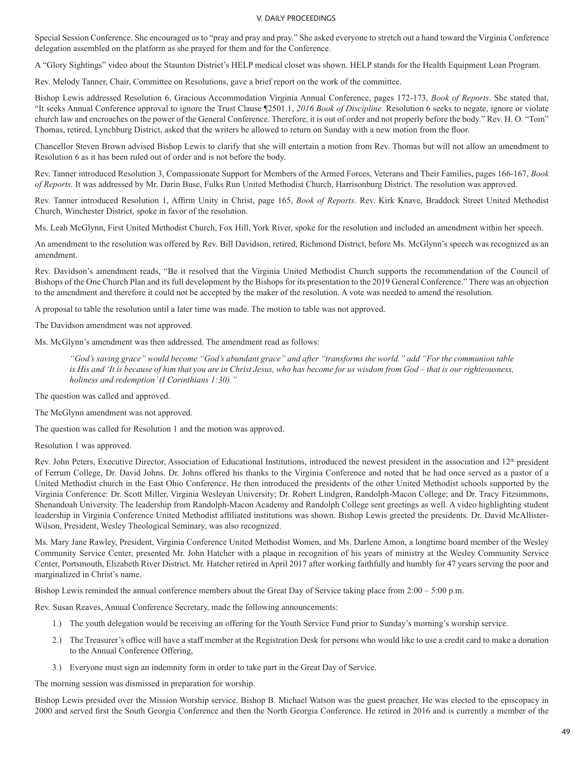Special Session Conference. She encouraged us to "pray and pray and pray." She asked everyone to stretch out a hand toward the Virginia Conference delegation assembled on the platform as she prayed for them and for the Conference.

A "Glory Sightings" video about the Staunton District's HELP medical closet was shown. HELP stands for the Health Equipment Loan Program.

Rev. Melody Tanner, Chair, Committee on Resolutions, gave a brief report on the work of the committee.

Bishop Lewis addressed Resolution 6, Gracious Accommodation Virginia Annual Conference, pages 172-173, *Book of Reports*. She stated that, "It seeks Annual Conference approval to ignore the Trust Clause ¶2501.1, *2016 Book of Discipline.* Resolution 6 seeks to negate, ignore or violate church law and encroaches on the power of the General Conference. Therefore, it is out of order and not properly before the body." Rev. H. O. "Tom" Thomas, retired, Lynchburg District, asked that the writers be allowed to return on Sunday with a new motion from the floor.

Chancellor Steven Brown advised Bishop Lewis to clarify that she will entertain a motion from Rev. Thomas but will not allow an amendment to Resolution 6 as it has been ruled out of order and is not before the body.

Rev. Tanner introduced Resolution 3, Compassionate Support for Members of the Armed Forces, Veterans and Their Families, pages 166-167, *Book of Reports.* It was addressed by Mr. Darin Buse, Fulks Run United Methodist Church, Harrisonburg District. The resolution was approved.

Rev. Tanner introduced Resolution 1, Affirm Unity in Christ, page 165, *Book of Reports.* Rev. Kirk Knave, Braddock Street United Methodist Church, Winchester District, spoke in favor of the resolution.

Ms. Leah McGlynn, First United Methodist Church, Fox Hill, York River, spoke for the resolution and included an amendment within her speech.

An amendment to the resolution was offered by Rev. Bill Davidson, retired, Richmond District, before Ms. McGlynn's speech was recognized as an amendment.

Rev. Davidson's amendment reads, "Be it resolved that the Virginia United Methodist Church supports the recommendation of the Council of Bishops of the One Church Plan and its full development by the Bishops for its presentation to the 2019 General Conference." There was an objection to the amendment and therefore it could not be accepted by the maker of the resolution. A vote was needed to amend the resolution.

A proposal to table the resolution until a later time was made. The motion to table was not approved.

The Davidson amendment was not approved.

Ms. McGlynn's amendment was then addressed. The amendment read as follows:

> *"God's saving grace" would become "God's abundant grace" and after "transforms the world." add "For the communion table is His and 'It is because of him that you are in Christ Jesus, who has become for us wisdom from God – that is our righteousness, holiness and redemption' (I Corinthians 1:30)."*

The question was called and approved.

The McGlynn amendment was not approved.

The question was called for Resolution 1 and the motion was approved.

Resolution 1 was approved.

Rev. John Peters, Executive Director, Association of Educational Institutions, introduced the newest president in the association and 12th president of Ferrum College, Dr. David Johns. Dr. Johns offered his thanks to the Virginia Conference and noted that he had once served as a pastor of a United Methodist church in the East Ohio Conference. He then introduced the presidents of the other United Methodist schools supported by the Virginia Conference: Dr. Scott Miller, Virginia Wesleyan University; Dr. Robert Lindgren, Randolph-Macon College; and Dr. Tracy Fitzsimmons, Shenandoah University. The leadership from Randolph-Macon Academy and Randolph College sent greetings as well. A video highlighting student leadership in Virginia Conference United Methodist affiliated institutions was shown. Bishop Lewis greeted the presidents. Dr. David McAllister-Wilson, President, Wesley Theological Seminary, was also recognized.

Ms. Mary Jane Rawley, President, Virginia Conference United Methodist Women, and Ms. Darlene Amon, a longtime board member of the Wesley Community Service Center, presented Mr. John Hatcher with a plaque in recognition of his years of ministry at the Wesley Community Service Center, Portsmouth, Elizabeth River District. Mr. Hatcher retired in April 2017 after working faithfully and humbly for 47 years serving the poor and marginalized in Christ's name.

Bishop Lewis reminded the annual conference members about the Great Day of Service taking place from 2:00 – 5:00 p.m.

Rev. Susan Reaves, Annual Conference Secretary, made the following announcements:

1.) The youth delegation would be receiving an offering for the Youth Service Fund prior to Sunday's morning's worship service.
2.) The Treasurer's office will have a staff member at the Registration Desk for persons who would like to use a credit card to make a donation to the Annual Conference Offering,
3.) Everyone must sign an indemnity form in order to take part in the Great Day of Service.

The morning session was dismissed in preparation for worship.

Bishop Lewis presided over the Mission Worship service. Bishop B. Michael Watson was the guest preacher. He was elected to the episcopacy in 2000 and served first the South Georgia Conference and then the North Georgia Conference. He retired in 2016 and is currently a member of the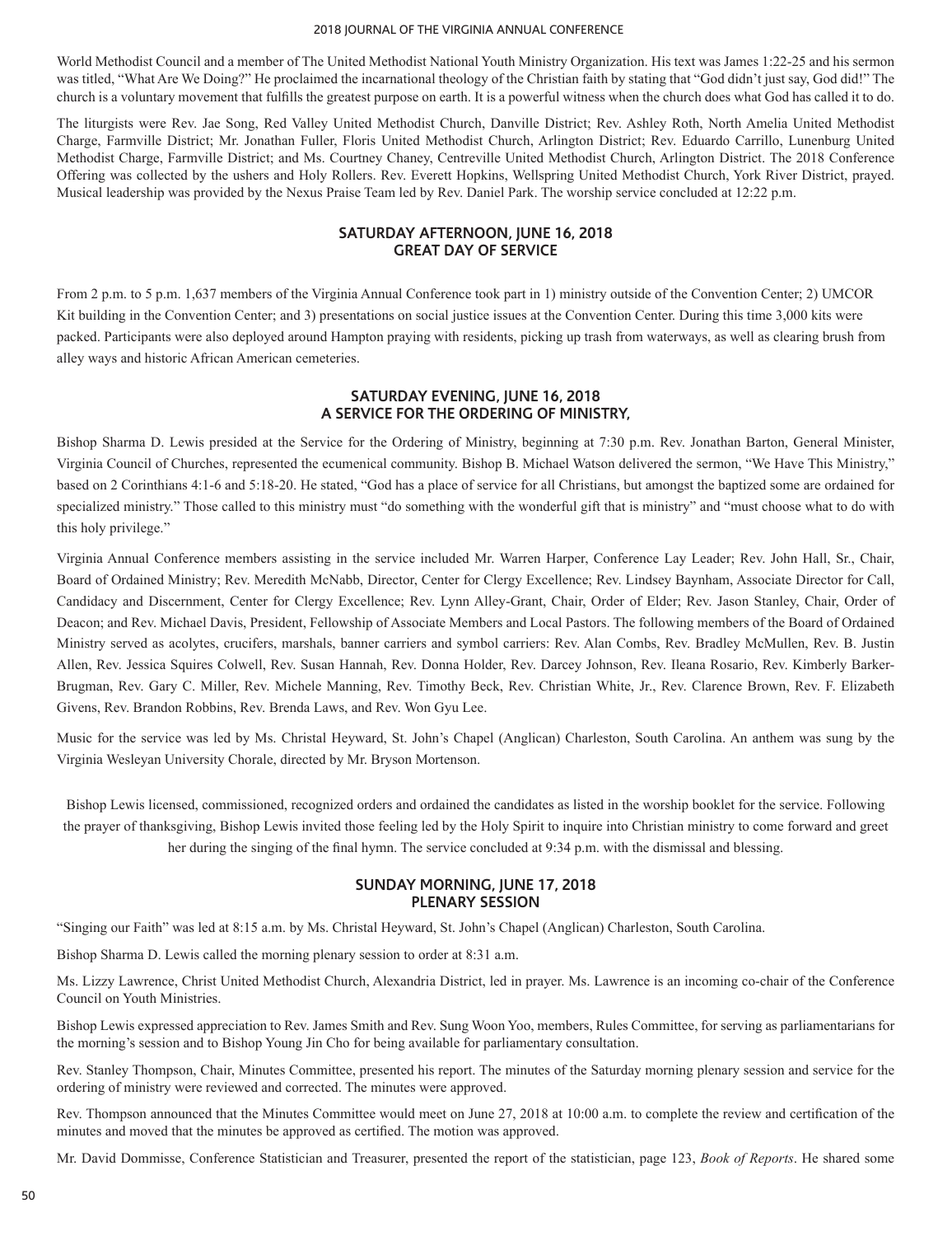World Methodist Council and a member of The United Methodist National Youth Ministry Organization. His text was James 1:22-25 and his sermon was titled, "What Are We Doing?" He proclaimed the incarnational theology of the Christian faith by stating that "God didn't just say, God did!" The church is a voluntary movement that fulfills the greatest purpose on earth. It is a powerful witness when the church does what God has called it to do.

The liturgists were Rev. Jae Song, Red Valley United Methodist Church, Danville District; Rev. Ashley Roth, North Amelia United Methodist Charge, Farmville District; Mr. Jonathan Fuller, Floris United Methodist Church, Arlington District; Rev. Eduardo Carrillo, Lunenburg United Methodist Charge, Farmville District; and Ms. Courtney Chaney, Centreville United Methodist Church, Arlington District. The 2018 Conference Offering was collected by the ushers and Holy Rollers. Rev. Everett Hopkins, Wellspring United Methodist Church, York River District, prayed. Musical leadership was provided by the Nexus Praise Team led by Rev. Daniel Park. The worship service concluded at 12:22 p.m.

## SATURDAY AFTERNOON, JUNE 16, 2018
## GREAT DAY OF SERVICE

From 2 p.m. to 5 p.m. 1,637 members of the Virginia Annual Conference took part in 1) ministry outside of the Convention Center; 2) UMCOR Kit building in the Convention Center; and 3) presentations on social justice issues at the Convention Center. During this time 3,000 kits were packed. Participants were also deployed around Hampton praying with residents, picking up trash from waterways, as well as clearing brush from alley ways and historic African American cemeteries.

## SATURDAY EVENING, JUNE 16, 2018
## A SERVICE FOR THE ORDERING OF MINISTRY,

Bishop Sharma D. Lewis presided at the Service for the Ordering of Ministry, beginning at 7:30 p.m. Rev. Jonathan Barton, General Minister, Virginia Council of Churches, represented the ecumenical community. Bishop B. Michael Watson delivered the sermon, "We Have This Ministry," based on 2 Corinthians 4:1-6 and 5:18-20. He stated, "God has a place of service for all Christians, but amongst the baptized some are ordained for specialized ministry." Those called to this ministry must "do something with the wonderful gift that is ministry" and "must choose what to do with this holy privilege."

Virginia Annual Conference members assisting in the service included Mr. Warren Harper, Conference Lay Leader; Rev. John Hall, Sr., Chair, Board of Ordained Ministry; Rev. Meredith McNabb, Director, Center for Clergy Excellence; Rev. Lindsey Baynham, Associate Director for Call, Candidacy and Discernment, Center for Clergy Excellence; Rev. Lynn Alley-Grant, Chair, Order of Elder; Rev. Jason Stanley, Chair, Order of Deacon; and Rev. Michael Davis, President, Fellowship of Associate Members and Local Pastors. The following members of the Board of Ordained Ministry served as acolytes, crucifers, marshals, banner carriers and symbol carriers: Rev. Alan Combs, Rev. Bradley McMullen, Rev. B. Justin Allen, Rev. Jessica Squires Colwell, Rev. Susan Hannah, Rev. Donna Holder, Rev. Darcey Johnson, Rev. Ileana Rosario, Rev. Kimberly Barker-Brugman, Rev. Gary C. Miller, Rev. Michele Manning, Rev. Timothy Beck, Rev. Christian White, Jr., Rev. Clarence Brown, Rev. F. Elizabeth Givens, Rev. Brandon Robbins, Rev. Brenda Laws, and Rev. Won Gyu Lee.

Music for the service was led by Ms. Christal Heyward, St. John's Chapel (Anglican) Charleston, South Carolina. An anthem was sung by the Virginia Wesleyan University Chorale, directed by Mr. Bryson Mortenson.

Bishop Lewis licensed, commissioned, recognized orders and ordained the candidates as listed in the worship booklet for the service. Following the prayer of thanksgiving, Bishop Lewis invited those feeling led by the Holy Spirit to inquire into Christian ministry to come forward and greet her during the singing of the final hymn. The service concluded at 9:34 p.m. with the dismissal and blessing.

## SUNDAY MORNING, JUNE 17, 2018
## PLENARY SESSION

"Singing our Faith" was led at 8:15 a.m. by Ms. Christal Heyward, St. John's Chapel (Anglican) Charleston, South Carolina.

Bishop Sharma D. Lewis called the morning plenary session to order at 8:31 a.m.

Ms. Lizzy Lawrence, Christ United Methodist Church, Alexandria District, led in prayer. Ms. Lawrence is an incoming co-chair of the Conference Council on Youth Ministries.

Bishop Lewis expressed appreciation to Rev. James Smith and Rev. Sung Woon Yoo, members, Rules Committee, for serving as parliamentarians for the morning's session and to Bishop Young Jin Cho for being available for parliamentary consultation.

Rev. Stanley Thompson, Chair, Minutes Committee, presented his report. The minutes of the Saturday morning plenary session and service for the ordering of ministry were reviewed and corrected. The minutes were approved.

Rev. Thompson announced that the Minutes Committee would meet on June 27, 2018 at 10:00 a.m. to complete the review and certification of the minutes and moved that the minutes be approved as certified. The motion was approved.

Mr. David Dommisse, Conference Statistician and Treasurer, presented the report of the statistician, page 123, *Book of Reports*. He shared some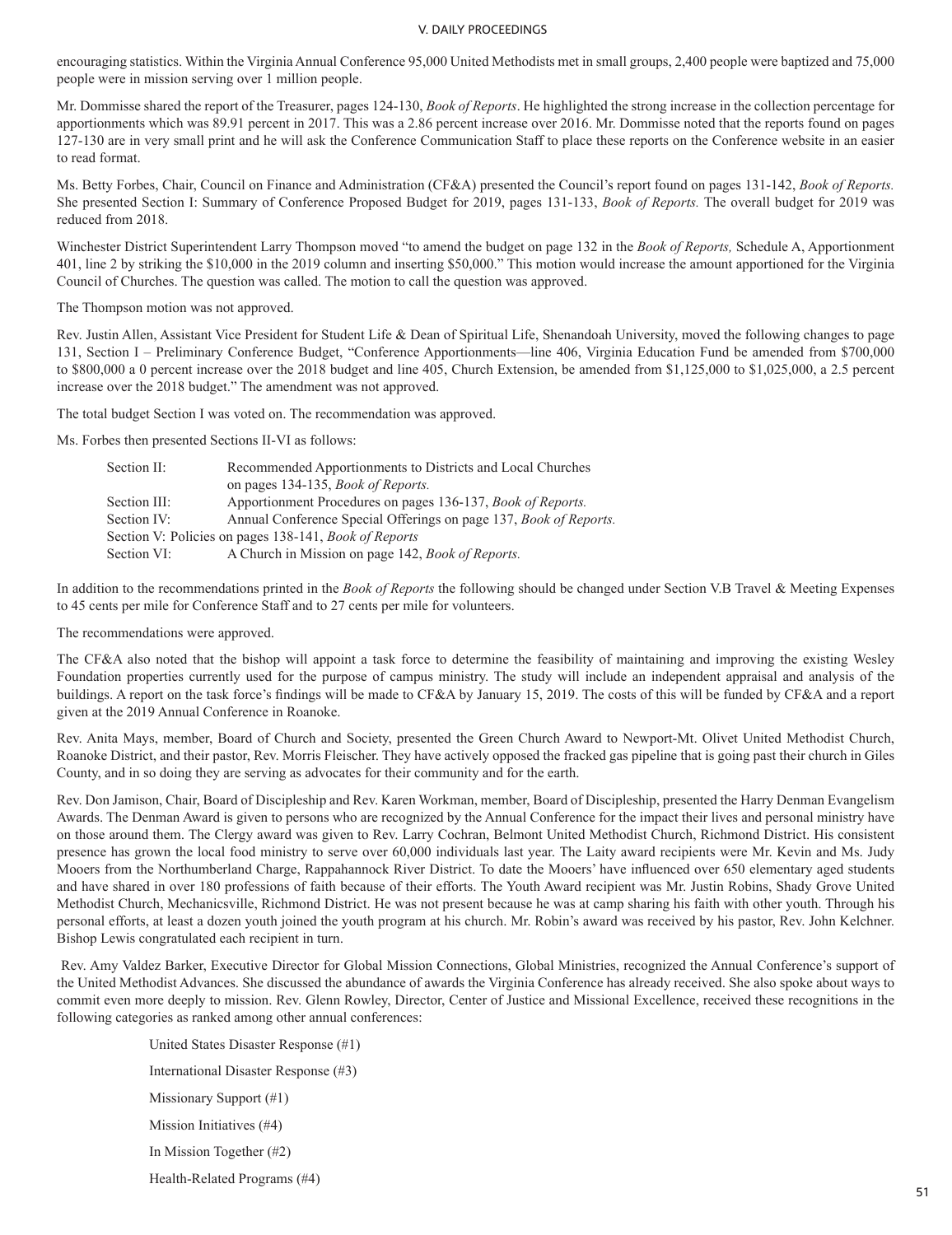encouraging statistics. Within the Virginia Annual Conference 95,000 United Methodists met in small groups, 2,400 people were baptized and 75,000 people were in mission serving over 1 million people.

Mr. Dommisse shared the report of the Treasurer, pages 124-130, *Book of Reports*. He highlighted the strong increase in the collection percentage for apportionments which was 89.91 percent in 2017. This was a 2.86 percent increase over 2016. Mr. Dommisse noted that the reports found on pages 127-130 are in very small print and he will ask the Conference Communication Staff to place these reports on the Conference website in an easier to read format.

Ms. Betty Forbes, Chair, Council on Finance and Administration (CF&A) presented the Council's report found on pages 131-142, *Book of Reports.* She presented Section I: Summary of Conference Proposed Budget for 2019, pages 131-133, *Book of Reports.* The overall budget for 2019 was reduced from 2018.

Winchester District Superintendent Larry Thompson moved "to amend the budget on page 132 in the *Book of Reports,* Schedule A, Apportionment 401, line 2 by striking the $10,000 in the 2019 column and inserting $50,000." This motion would increase the amount apportioned for the Virginia Council of Churches. The question was called. The motion to call the question was approved.

The Thompson motion was not approved.

Rev. Justin Allen, Assistant Vice President for Student Life & Dean of Spiritual Life, Shenandoah University, moved the following changes to page 131, Section I – Preliminary Conference Budget, "Conference Apportionments—line 406, Virginia Education Fund be amended from $700,000 to $800,000 a 0 percent increase over the 2018 budget and line 405, Church Extension, be amended from $1,125,000 to $1,025,000, a 2.5 percent increase over the 2018 budget." The amendment was not approved.

The total budget Section I was voted on. The recommendation was approved.

Ms. Forbes then presented Sections II-VI as follows:

Section II: Recommended Apportionments to Districts and Local Churches on pages 134-135, *Book of Reports.*
Section III: Apportionment Procedures on pages 136-137, *Book of Reports.*
Section IV: Annual Conference Special Offerings on page 137, *Book of Reports.*
Section V: Policies on pages 138-141, *Book of Reports*
Section VI: A Church in Mission on page 142, *Book of Reports.*

In addition to the recommendations printed in the *Book of Reports* the following should be changed under Section V.B Travel & Meeting Expenses to 45 cents per mile for Conference Staff and to 27 cents per mile for volunteers.

The recommendations were approved.

The CF&A also noted that the bishop will appoint a task force to determine the feasibility of maintaining and improving the existing Wesley Foundation properties currently used for the purpose of campus ministry. The study will include an independent appraisal and analysis of the buildings. A report on the task force's findings will be made to CF&A by January 15, 2019. The costs of this will be funded by CF&A and a report given at the 2019 Annual Conference in Roanoke.

Rev. Anita Mays, member, Board of Church and Society, presented the Green Church Award to Newport-Mt. Olivet United Methodist Church, Roanoke District, and their pastor, Rev. Morris Fleischer. They have actively opposed the fracked gas pipeline that is going past their church in Giles County, and in so doing they are serving as advocates for their community and for the earth.

Rev. Don Jamison, Chair, Board of Discipleship and Rev. Karen Workman, member, Board of Discipleship, presented the Harry Denman Evangelism Awards. The Denman Award is given to persons who are recognized by the Annual Conference for the impact their lives and personal ministry have on those around them. The Clergy award was given to Rev. Larry Cochran, Belmont United Methodist Church, Richmond District. His consistent presence has grown the local food ministry to serve over 60,000 individuals last year. The Laity award recipients were Mr. Kevin and Ms. Judy Mooers from the Northumberland Charge, Rappahannock River District. To date the Mooers' have influenced over 650 elementary aged students and have shared in over 180 professions of faith because of their efforts. The Youth Award recipient was Mr. Justin Robins, Shady Grove United Methodist Church, Mechanicsville, Richmond District. He was not present because he was at camp sharing his faith with other youth. Through his personal efforts, at least a dozen youth joined the youth program at his church. Mr. Robin's award was received by his pastor, Rev. John Kelchner. Bishop Lewis congratulated each recipient in turn.

Rev. Amy Valdez Barker, Executive Director for Global Mission Connections, Global Ministries, recognized the Annual Conference's support of the United Methodist Advances. She discussed the abundance of awards the Virginia Conference has already received. She also spoke about ways to commit even more deeply to mission. Rev. Glenn Rowley, Director, Center of Justice and Missional Excellence, received these recognitions in the following categories as ranked among other annual conferences:

United States Disaster Response (#1)

International Disaster Response (#3)

Missionary Support (#1)

Mission Initiatives (#4)

In Mission Together (#2)

Health-Related Programs (#4)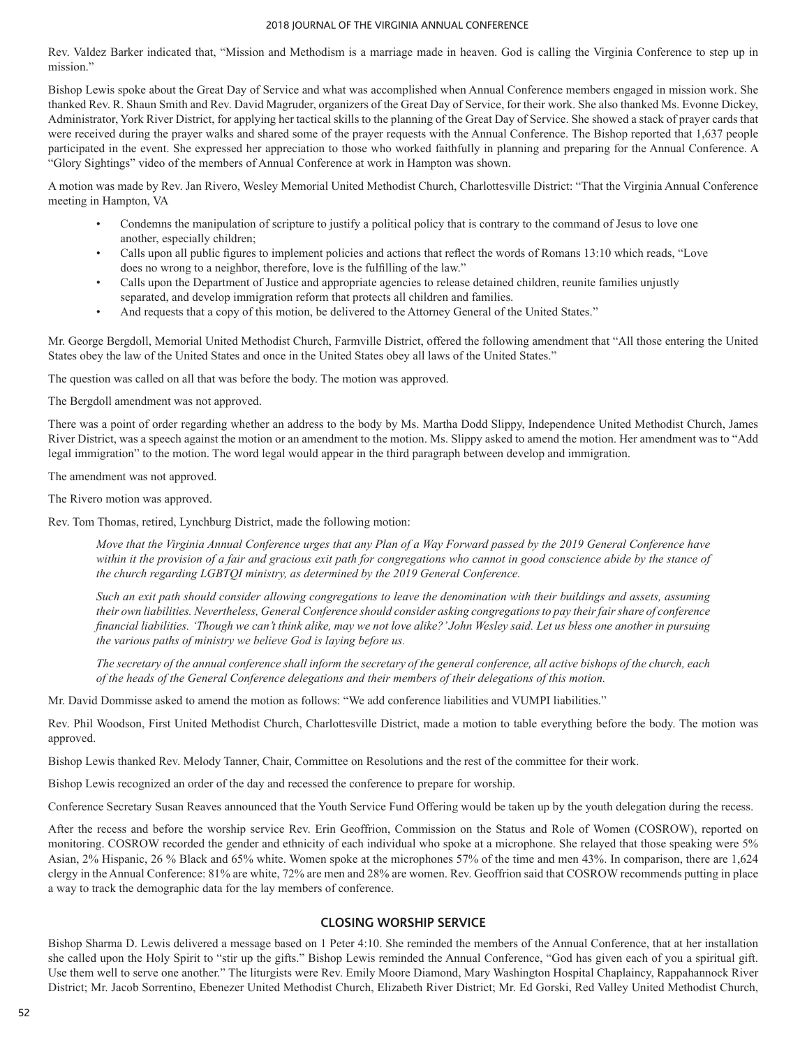Rev. Valdez Barker indicated that, "Mission and Methodism is a marriage made in heaven. God is calling the Virginia Conference to step up in mission."

Bishop Lewis spoke about the Great Day of Service and what was accomplished when Annual Conference members engaged in mission work. She thanked Rev. R. Shaun Smith and Rev. David Magruder, organizers of the Great Day of Service, for their work. She also thanked Ms. Evonne Dickey, Administrator, York River District, for applying her tactical skills to the planning of the Great Day of Service. She showed a stack of prayer cards that were received during the prayer walks and shared some of the prayer requests with the Annual Conference. The Bishop reported that 1,637 people participated in the event. She expressed her appreciation to those who worked faithfully in planning and preparing for the Annual Conference. A "Glory Sightings" video of the members of Annual Conference at work in Hampton was shown.

A motion was made by Rev. Jan Rivero, Wesley Memorial United Methodist Church, Charlottesville District: "That the Virginia Annual Conference meeting in Hampton, VA

- Condemns the manipulation of scripture to justify a political policy that is contrary to the command of Jesus to love one another, especially children;
- Calls upon all public figures to implement policies and actions that reflect the words of Romans 13:10 which reads, "Love does no wrong to a neighbor, therefore, love is the fulfilling of the law."
- Calls upon the Department of Justice and appropriate agencies to release detained children, reunite families unjustly separated, and develop immigration reform that protects all children and families.
- And requests that a copy of this motion, be delivered to the Attorney General of the United States."

Mr. George Bergdoll, Memorial United Methodist Church, Farmville District, offered the following amendment that "All those entering the United States obey the law of the United States and once in the United States obey all laws of the United States."

The question was called on all that was before the body. The motion was approved.

The Bergdoll amendment was not approved.

There was a point of order regarding whether an address to the body by Ms. Martha Dodd Slippy, Independence United Methodist Church, James River District, was a speech against the motion or an amendment to the motion. Ms. Slippy asked to amend the motion. Her amendment was to "Add legal immigration" to the motion. The word legal would appear in the third paragraph between develop and immigration.

The amendment was not approved.

The Rivero motion was approved.

Rev. Tom Thomas, retired, Lynchburg District, made the following motion:

> *Move that the Virginia Annual Conference urges that any Plan of a Way Forward passed by the 2019 General Conference have within it the provision of a fair and gracious exit path for congregations who cannot in good conscience abide by the stance of the church regarding LGBTQI ministry, as determined by the 2019 General Conference.*
>
> *Such an exit path should consider allowing congregations to leave the denomination with their buildings and assets, assuming their own liabilities. Nevertheless, General Conference should consider asking congregations to pay their fair share of conference financial liabilities. 'Though we can't think alike, may we not love alike?' John Wesley said. Let us bless one another in pursuing the various paths of ministry we believe God is laying before us.*
>
> *The secretary of the annual conference shall inform the secretary of the general conference, all active bishops of the church, each of the heads of the General Conference delegations and their members of their delegations of this motion.*

Mr. David Dommisse asked to amend the motion as follows: "We add conference liabilities and VUMPI liabilities."

Rev. Phil Woodson, First United Methodist Church, Charlottesville District, made a motion to table everything before the body. The motion was approved.

Bishop Lewis thanked Rev. Melody Tanner, Chair, Committee on Resolutions and the rest of the committee for their work.

Bishop Lewis recognized an order of the day and recessed the conference to prepare for worship.

Conference Secretary Susan Reaves announced that the Youth Service Fund Offering would be taken up by the youth delegation during the recess.

After the recess and before the worship service Rev. Erin Geoffrion, Commission on the Status and Role of Women (COSROW), reported on monitoring. COSROW recorded the gender and ethnicity of each individual who spoke at a microphone. She relayed that those speaking were 5% Asian, 2% Hispanic, 26 % Black and 65% white. Women spoke at the microphones 57% of the time and men 43%. In comparison, there are 1,624 clergy in the Annual Conference: 81% are white, 72% are men and 28% are women. Rev. Geoffrion said that COSROW recommends putting in place a way to track the demographic data for the lay members of conference.

## CLOSING WORSHIP SERVICE

Bishop Sharma D. Lewis delivered a message based on 1 Peter 4:10. She reminded the members of the Annual Conference, that at her installation she called upon the Holy Spirit to "stir up the gifts." Bishop Lewis reminded the Annual Conference, "God has given each of you a spiritual gift. Use them well to serve one another." The liturgists were Rev. Emily Moore Diamond, Mary Washington Hospital Chaplaincy, Rappahannock River District; Mr. Jacob Sorrentino, Ebenezer United Methodist Church, Elizabeth River District; Mr. Ed Gorski, Red Valley United Methodist Church,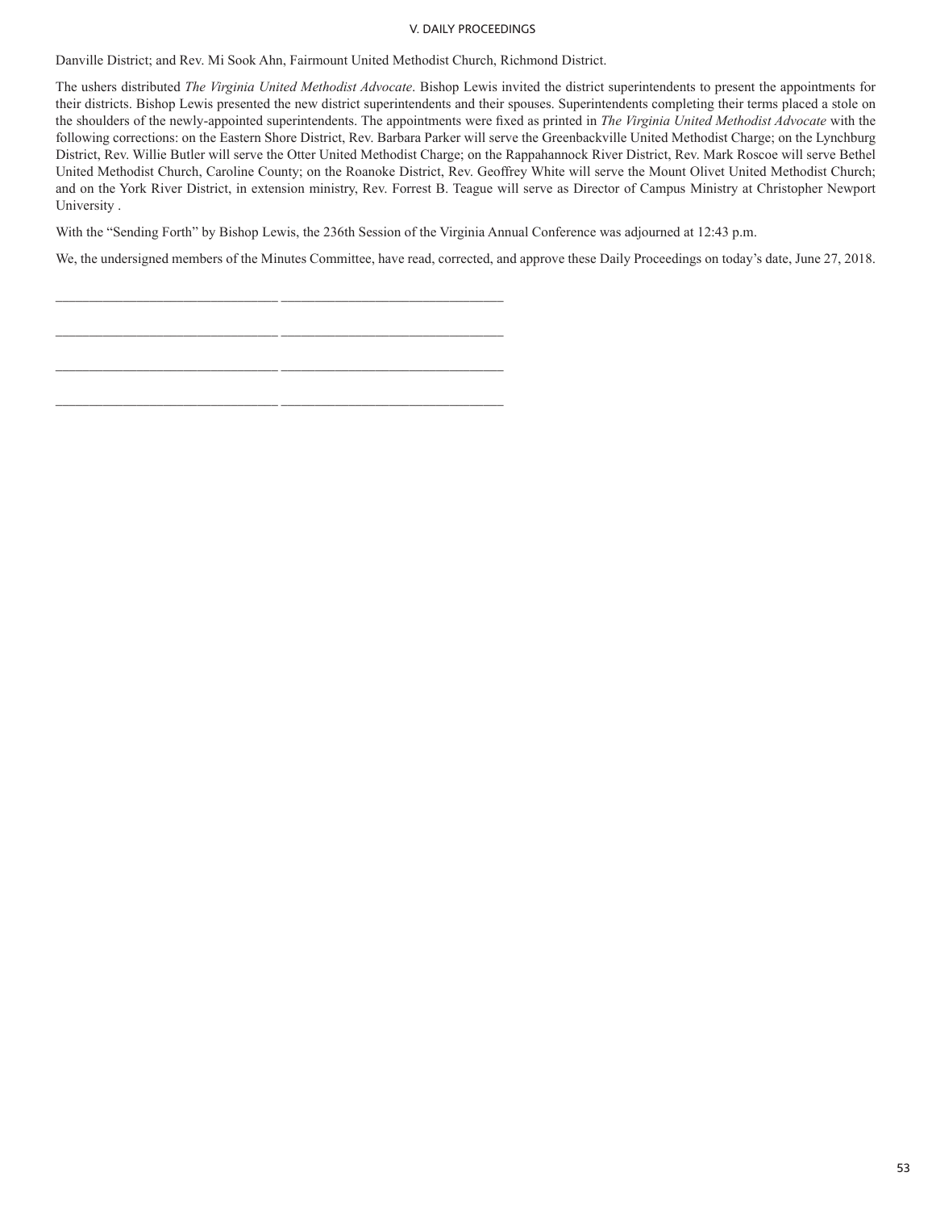Danville District; and Rev. Mi Sook Ahn, Fairmount United Methodist Church, Richmond District.

The ushers distributed *The Virginia United Methodist Advocate*. Bishop Lewis invited the district superintendents to present the appointments for their districts. Bishop Lewis presented the new district superintendents and their spouses. Superintendents completing their terms placed a stole on the shoulders of the newly-appointed superintendents. The appointments were fixed as printed in *The Virginia United Methodist Advocate* with the following corrections: on the Eastern Shore District, Rev. Barbara Parker will serve the Greenbackville United Methodist Charge; on the Lynchburg District, Rev. Willie Butler will serve the Otter United Methodist Charge; on the Rappahannock River District, Rev. Mark Roscoe will serve Bethel United Methodist Church, Caroline County; on the Roanoke District, Rev. Geoffrey White will serve the Mount Olivet United Methodist Church; and on the York River District, in extension ministry, Rev. Forrest B. Teague will serve as Director of Campus Ministry at Christopher Newport University .

With the "Sending Forth" by Bishop Lewis, the 236th Session of the Virginia Annual Conference was adjourned at 12:43 p.m.

We, the undersigned members of the Minutes Committee, have read, corrected, and approve these Daily Proceedings on today's date, June 27, 2018.

_______________________________ _______________________________

_______________________________ _______________________________

_______________________________ _______________________________

_______________________________ _______________________________